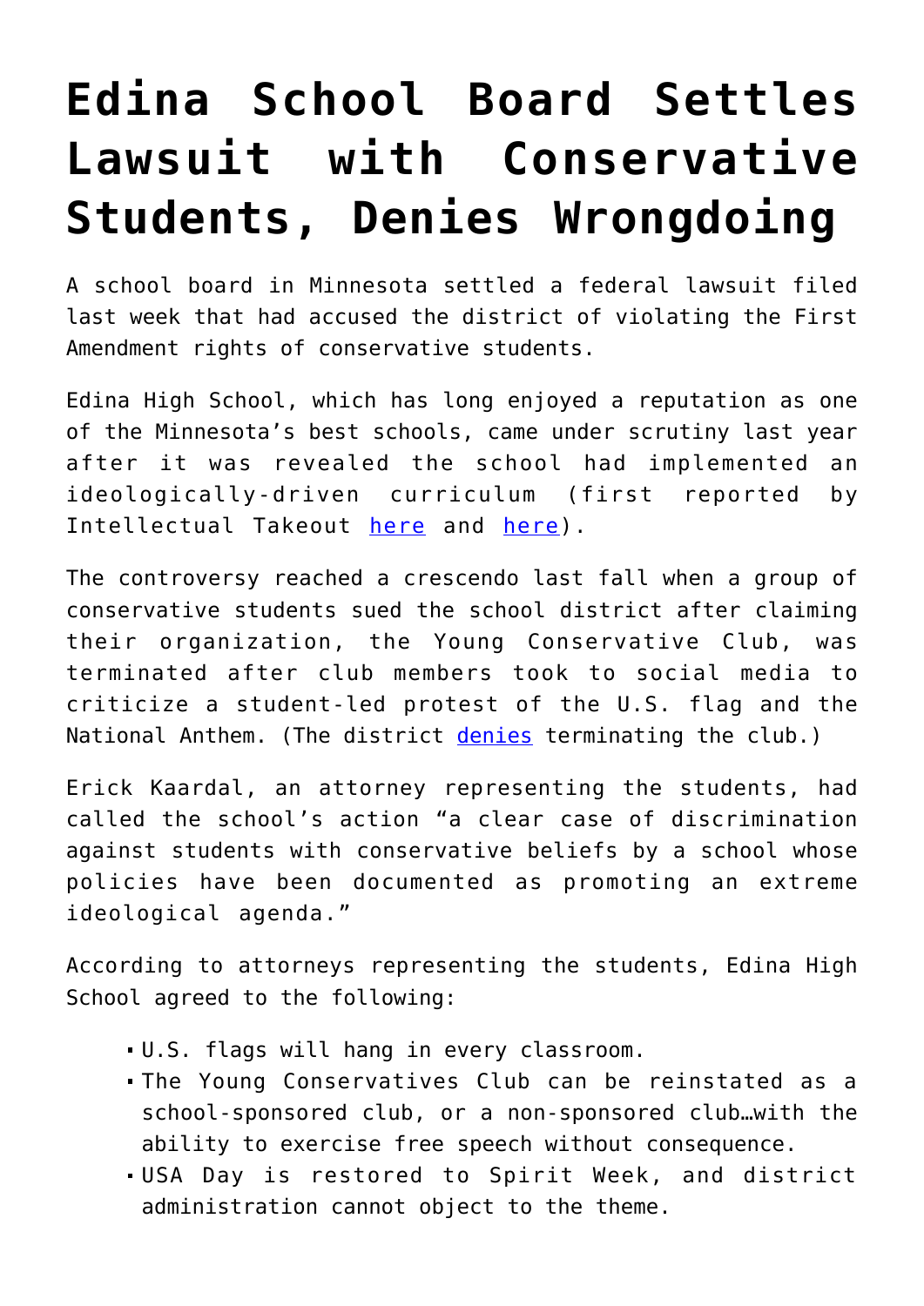# Edina School Board Settles Lawsuit with Conservative Students, Denies Wrongdoing

A school board in Minnesota settled a federal lawsuit filed last week that had accused the district of violating the First Amendment rights of conservative students.

Edina High School, which has long enjoyed a reputation as one of the Minnesota's best schools, came under scrutiny last year after it was revealed the school had implemented an ideologically-driven curriculum (first reported by Intellectual Takeout here and here).

The controversy reached a crescendo last fall when a group of conservative students sued the school district after claiming their organization, the Young Conservative Club, was terminated after club members took to social media to criticize a student-led protest of the U.S. flag and the National Anthem. (The district denies terminating the club.)

Erick Kaardal, an attorney representing the students, had called the school's action "a clear case of discrimination against students with conservative beliefs by a school whose policies have been documented as promoting an extreme ideological agenda."

According to attorneys representing the students, Edina High School agreed to the following:

- U.S. flags will hang in every classroom.
- The Young Conservatives Club can be reinstated as a school-sponsored club, or a non-sponsored club…with the ability to exercise free speech without consequence.
- USA Day is restored to Spirit Week, and district administration cannot object to the theme.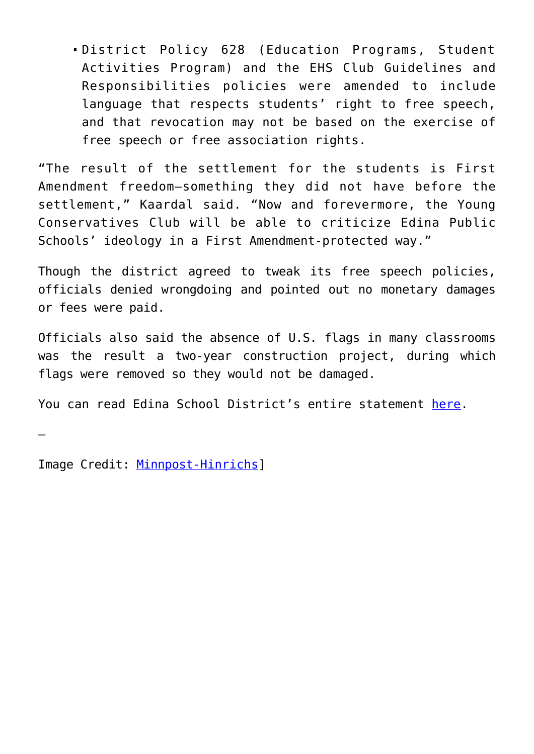- District Policy 628 (Education Programs, Student Activities Program) and the EHS Club Guidelines and Responsibilities policies were amended to include language that respects students' right to free speech, and that revocation may not be based on the exercise of free speech or free association rights.

"The result of the settlement for the students is First Amendment freedom—something they did not have before the settlement," Kaardal said. "Now and forevermore, the Young Conservatives Club will be able to criticize Edina Public Schools' ideology in a First Amendment-protected way."

Though the district agreed to tweak its free speech policies, officials denied wrongdoing and pointed out no monetary damages or fees were paid.

Officials also said the absence of U.S. flags in many classrooms was the result a two-year construction project, during which flags were removed so they would not be damaged.

You can read Edina School District's entire statement here.

—

Image Credit: Minnpost-Hinrichs]